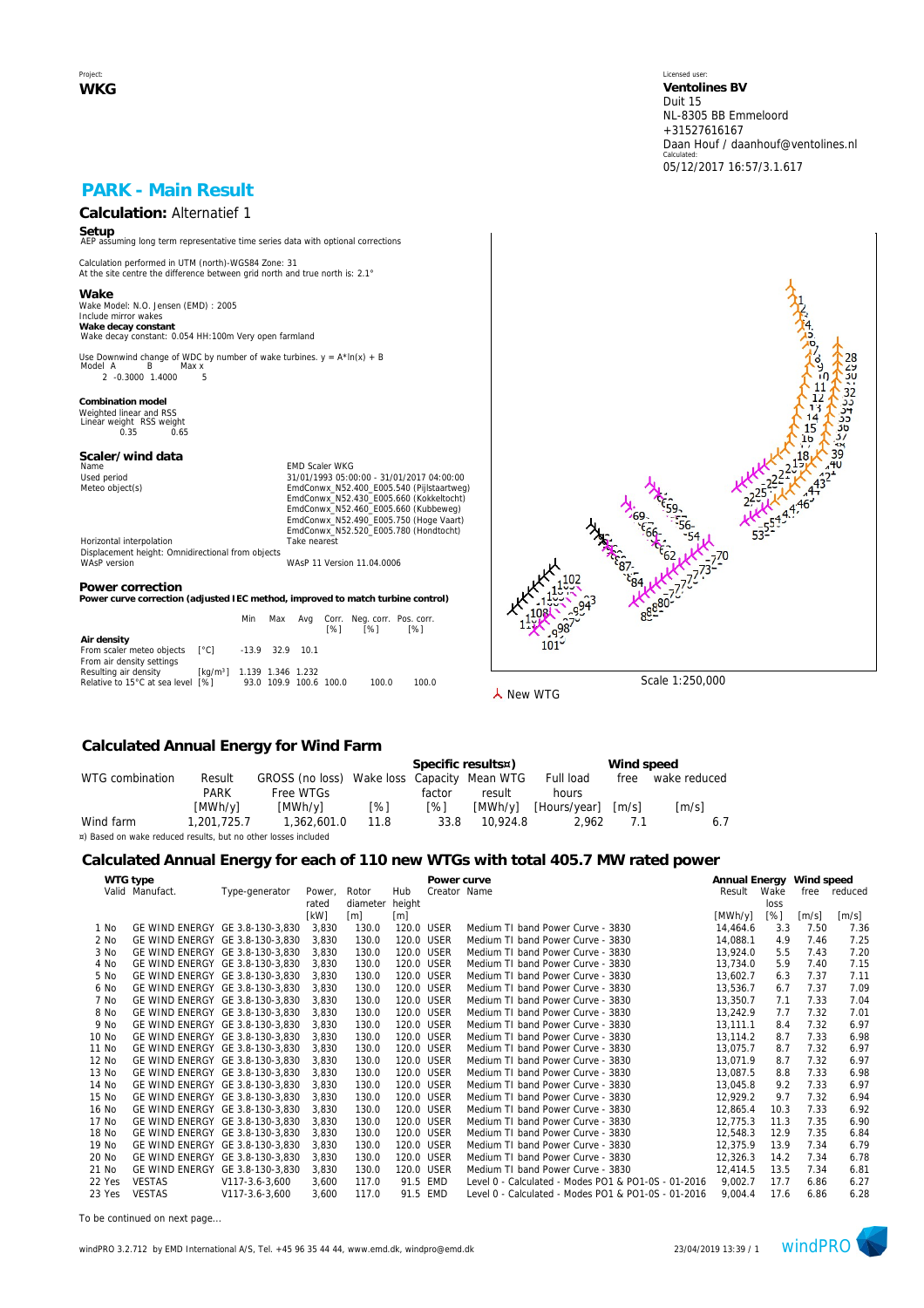Project:
**WKG**

Licensed user:
**Ventolines BV**
Duit 15
NL-8305 BB Emmeloord
+31527616167
Daan Houf / daanhouf@ventolines.nl
Calculated:
05/12/2017 16:57/3.1.617

## PARK - Main Result

### Calculation: Alternatief 1

**Setup**
AEP assuming long term representative time series data with optional corrections

Calculation performed in UTM (north)-WGS84 Zone: 31
At the site centre the difference between grid north and true north is: 2.1°

**Wake**
Wake Model: N.O. Jensen (EMD) : 2005
Include mirror wakes
**Wake decay constant**
Wake decay constant: 0.054 HH:100m Very open farmland

Use Downwind change of WDC by number of wake turbines. y = A*ln(x) + B

| Model | A | B | Max x |
|---|---|---|---|
| 2 | -0.3000 | 1.4000 | 5 |

**Combination model**
Weighted linear and RSS

| Linear weight | RSS weight |
|---|---|
| 0.35 | 0.65 |

**Scaler/wind data**

| | |
|---|---|
| Name | EMD Scaler WKG |
| Used period | 31/01/1993 05:00:00 - 31/01/2017 04:00:00 |
| Meteo object(s) | EmdConwx_N52.400_E005.540 (Pijlstaartweg) |
| | EmdConwx_N52.430_E005.660 (Kokkeltocht) |
| | EmdConwx_N52.460_E005.660 (Kubbeweg) |
| | EmdConwx_N52.490_E005.750 (Hoge Vaart) |
| | EmdConwx_N52.520_E005.780 (Hondtocht) |
| Horizontal interpolation | Take nearest |
| Displacement height: Omnidirectional from objects | |
| WAsP version | WAsP 11 Version 11.04.0006 |

**Power correction**
**Power curve correction (adjusted IEC method, improved to match turbine control)**

| | | Min | Max | Avg | Corr. [%] | Neg. corr. [%] | Pos. corr. [%] |
|---|---|---|---|---|---|---|---|
| **Air density** | | | | | | | |
| From scaler meteo objects | [°C] | -13.9 | 32.9 | 10.1 | | | |
| From air density settings | | | | | | | |
| Resulting air density | [kg/m³] | 1.139 | 1.346 | 1.232 | | | |
| Relative to 15°C at sea level | [%] | 93.0 | 109.9 | 100.6 | 100.0 | 100.0 | 100.0 |

Scale 1:250,000
New WTG

### Calculated Annual Energy for Wind Farm

| WTG combination | Result PARK [MWh/y] | GROSS (no loss) Free WTGs [MWh/y] | Wake loss [%] | Specific results¤) Capacity factor [%] | Specific results¤) Mean WTG result [MWh/y] | Specific results¤) Full load hours [Hours/year] | Wind speed free [m/s] | Wind speed wake reduced [m/s] |
|---|---|---|---|---|---|---|---|---|
| Wind farm | 1,201,725.7 | 1,362,601.0 | 11.8 | 33.8 | 10,924.8 | 2,962 | 7.1 | 6.7 |

¤) Based on wake reduced results, but no other losses included

### Calculated Annual Energy for each of 110 new WTGs with total 405.7 MW rated power

| | WTG type Valid | Manufact. | Type-generator | Power, rated [kW] | Rotor diameter [m] | Hub height [m] | Power curve Creator | Name | Annual Energy Result [MWh/y] | Wake loss [%] | Wind speed free [m/s] | Wind speed reduced [m/s] |
|---|---|---|---|---|---|---|---|---|---|---|---|---|
| 1 | No | GE WIND ENERGY | GE 3.8-130-3,830 | 3,830 | 130.0 | 120.0 | USER | Medium TI band Power Curve - 3830 | 14,464.6 | 3.3 | 7.50 | 7.36 |
| 2 | No | GE WIND ENERGY | GE 3.8-130-3,830 | 3,830 | 130.0 | 120.0 | USER | Medium TI band Power Curve - 3830 | 14,088.1 | 4.9 | 7.46 | 7.25 |
| 3 | No | GE WIND ENERGY | GE 3.8-130-3,830 | 3,830 | 130.0 | 120.0 | USER | Medium TI band Power Curve - 3830 | 13,924.0 | 5.5 | 7.43 | 7.20 |
| 4 | No | GE WIND ENERGY | GE 3.8-130-3,830 | 3,830 | 130.0 | 120.0 | USER | Medium TI band Power Curve - 3830 | 13,734.0 | 5.9 | 7.40 | 7.15 |
| 5 | No | GE WIND ENERGY | GE 3.8-130-3,830 | 3,830 | 130.0 | 120.0 | USER | Medium TI band Power Curve - 3830 | 13,602.7 | 6.3 | 7.37 | 7.11 |
| 6 | No | GE WIND ENERGY | GE 3.8-130-3,830 | 3,830 | 130.0 | 120.0 | USER | Medium TI band Power Curve - 3830 | 13,536.7 | 6.7 | 7.37 | 7.09 |
| 7 | No | GE WIND ENERGY | GE 3.8-130-3,830 | 3,830 | 130.0 | 120.0 | USER | Medium TI band Power Curve - 3830 | 13,350.7 | 7.1 | 7.33 | 7.04 |
| 8 | No | GE WIND ENERGY | GE 3.8-130-3,830 | 3,830 | 130.0 | 120.0 | USER | Medium TI band Power Curve - 3830 | 13,242.9 | 7.7 | 7.32 | 7.01 |
| 9 | No | GE WIND ENERGY | GE 3.8-130-3,830 | 3,830 | 130.0 | 120.0 | USER | Medium TI band Power Curve - 3830 | 13,111.1 | 8.4 | 7.32 | 6.97 |
| 10 | No | GE WIND ENERGY | GE 3.8-130-3,830 | 3,830 | 130.0 | 120.0 | USER | Medium TI band Power Curve - 3830 | 13,114.2 | 8.7 | 7.33 | 6.98 |
| 11 | No | GE WIND ENERGY | GE 3.8-130-3,830 | 3,830 | 130.0 | 120.0 | USER | Medium TI band Power Curve - 3830 | 13,075.7 | 8.7 | 7.32 | 6.97 |
| 12 | No | GE WIND ENERGY | GE 3.8-130-3,830 | 3,830 | 130.0 | 120.0 | USER | Medium TI band Power Curve - 3830 | 13,071.9 | 8.7 | 7.32 | 6.97 |
| 13 | No | GE WIND ENERGY | GE 3.8-130-3,830 | 3,830 | 130.0 | 120.0 | USER | Medium TI band Power Curve - 3830 | 13,087.5 | 8.8 | 7.33 | 6.98 |
| 14 | No | GE WIND ENERGY | GE 3.8-130-3,830 | 3,830 | 130.0 | 120.0 | USER | Medium TI band Power Curve - 3830 | 13,045.8 | 9.2 | 7.33 | 6.97 |
| 15 | No | GE WIND ENERGY | GE 3.8-130-3,830 | 3,830 | 130.0 | 120.0 | USER | Medium TI band Power Curve - 3830 | 12,929.2 | 9.7 | 7.32 | 6.94 |
| 16 | No | GE WIND ENERGY | GE 3.8-130-3,830 | 3,830 | 130.0 | 120.0 | USER | Medium TI band Power Curve - 3830 | 12,865.4 | 10.3 | 7.33 | 6.92 |
| 17 | No | GE WIND ENERGY | GE 3.8-130-3,830 | 3,830 | 130.0 | 120.0 | USER | Medium TI band Power Curve - 3830 | 12,775.3 | 11.3 | 7.35 | 6.90 |
| 18 | No | GE WIND ENERGY | GE 3.8-130-3,830 | 3,830 | 130.0 | 120.0 | USER | Medium TI band Power Curve - 3830 | 12,548.3 | 12.9 | 7.35 | 6.84 |
| 19 | No | GE WIND ENERGY | GE 3.8-130-3,830 | 3,830 | 130.0 | 120.0 | USER | Medium TI band Power Curve - 3830 | 12,375.9 | 13.9 | 7.34 | 6.79 |
| 20 | No | GE WIND ENERGY | GE 3.8-130-3,830 | 3,830 | 130.0 | 120.0 | USER | Medium TI band Power Curve - 3830 | 12,326.3 | 14.2 | 7.34 | 6.78 |
| 21 | No | GE WIND ENERGY | GE 3.8-130-3,830 | 3,830 | 130.0 | 120.0 | USER | Medium TI band Power Curve - 3830 | 12,414.5 | 13.5 | 7.34 | 6.81 |
| 22 | Yes | VESTAS | V117-3.6-3,600 | 3,600 | 117.0 | 91.5 | EMD | Level 0 - Calculated - Modes PO1 & PO1-0S - 01-2016 | 9,002.7 | 17.7 | 6.86 | 6.27 |
| 23 | Yes | VESTAS | V117-3.6-3,600 | 3,600 | 117.0 | 91.5 | EMD | Level 0 - Calculated - Modes PO1 & PO1-0S - 01-2016 | 9,004.4 | 17.6 | 6.86 | 6.28 |

To be continued on next page...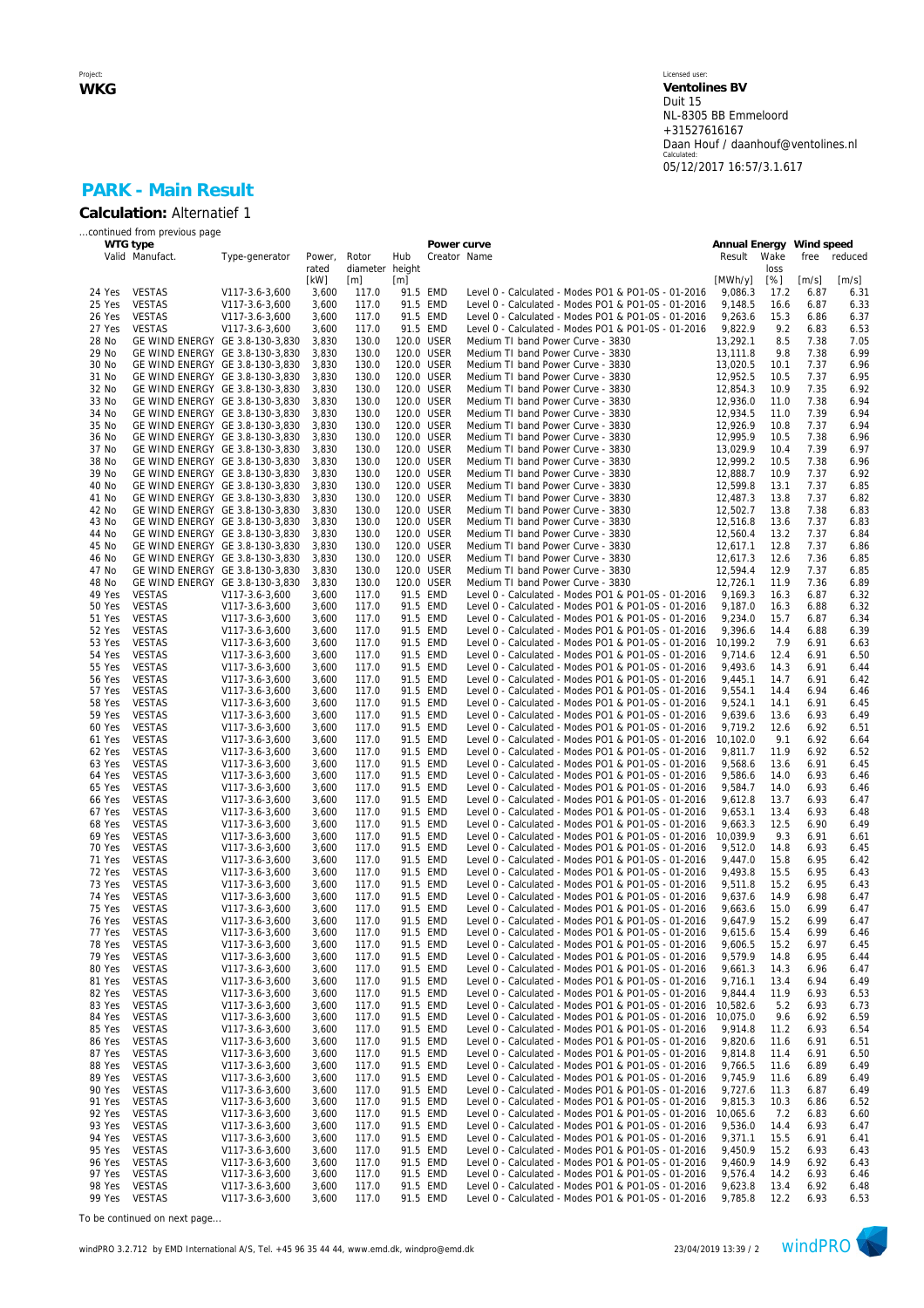Project:
**WKG**

Licensed user:
**Ventolines BV**
Duit 15
NL-8305 BB Emmeloord
+31527616167
Daan Houf / daanhouf@ventolines.nl
Calculated:
05/12/2017 16:57/3.1.617

## PARK - Main Result

**Calculation:** Alternatief 1

...continued from previous page

| | WTG type | | | | | | Power curve | | Annual Energy | | Wind speed | |
|---|---|---|---|---|---|---|---|---|---|---|---|---|
| | Valid | Manufact. | Type-generator | Power, rated | Rotor diameter | Hub height | Creator | Name | Result | Wake loss | free | reduced |
| | | | | [kW] | [m] | [m] | | | [MWh/y] | [%] | [m/s] | [m/s] |
| 24 | Yes | VESTAS | V117-3.6-3,600 | 3,600 | 117.0 | 91.5 | EMD | Level 0 - Calculated - Modes PO1 & PO1-0S - 01-2016 | 9,086.3 | 17.2 | 6.87 | 6.31 |
| 25 | Yes | VESTAS | V117-3.6-3,600 | 3,600 | 117.0 | 91.5 | EMD | Level 0 - Calculated - Modes PO1 & PO1-0S - 01-2016 | 9,148.5 | 16.6 | 6.87 | 6.33 |
| 26 | Yes | VESTAS | V117-3.6-3,600 | 3,600 | 117.0 | 91.5 | EMD | Level 0 - Calculated - Modes PO1 & PO1-0S - 01-2016 | 9,263.6 | 15.3 | 6.86 | 6.37 |
| 27 | Yes | VESTAS | V117-3.6-3,600 | 3,600 | 117.0 | 91.5 | EMD | Level 0 - Calculated - Modes PO1 & PO1-0S - 01-2016 | 9,822.9 | 9.2 | 6.83 | 6.53 |
| 28 | No | GE WIND ENERGY | GE 3.8-130-3,830 | 3,830 | 130.0 | 120.0 | USER | Medium TI band Power Curve - 3830 | 13,292.1 | 8.5 | 7.38 | 7.05 |
| 29 | No | GE WIND ENERGY | GE 3.8-130-3,830 | 3,830 | 130.0 | 120.0 | USER | Medium TI band Power Curve - 3830 | 13,111.8 | 9.8 | 7.38 | 6.99 |
| 30 | No | GE WIND ENERGY | GE 3.8-130-3,830 | 3,830 | 130.0 | 120.0 | USER | Medium TI band Power Curve - 3830 | 13,020.5 | 10.1 | 7.37 | 6.96 |
| 31 | No | GE WIND ENERGY | GE 3.8-130-3,830 | 3,830 | 130.0 | 120.0 | USER | Medium TI band Power Curve - 3830 | 12,952.5 | 10.5 | 7.37 | 6.95 |
| 32 | No | GE WIND ENERGY | GE 3.8-130-3,830 | 3,830 | 130.0 | 120.0 | USER | Medium TI band Power Curve - 3830 | 12,854.3 | 10.9 | 7.35 | 6.92 |
| 33 | No | GE WIND ENERGY | GE 3.8-130-3,830 | 3,830 | 130.0 | 120.0 | USER | Medium TI band Power Curve - 3830 | 12,936.0 | 11.0 | 7.38 | 6.94 |
| 34 | No | GE WIND ENERGY | GE 3.8-130-3,830 | 3,830 | 130.0 | 120.0 | USER | Medium TI band Power Curve - 3830 | 12,934.5 | 11.0 | 7.39 | 6.94 |
| 35 | No | GE WIND ENERGY | GE 3.8-130-3,830 | 3,830 | 130.0 | 120.0 | USER | Medium TI band Power Curve - 3830 | 12,926.9 | 10.8 | 7.37 | 6.94 |
| 36 | No | GE WIND ENERGY | GE 3.8-130-3,830 | 3,830 | 130.0 | 120.0 | USER | Medium TI band Power Curve - 3830 | 12,995.9 | 10.5 | 7.38 | 6.96 |
| 37 | No | GE WIND ENERGY | GE 3.8-130-3,830 | 3,830 | 130.0 | 120.0 | USER | Medium TI band Power Curve - 3830 | 13,029.9 | 10.4 | 7.39 | 6.97 |
| 38 | No | GE WIND ENERGY | GE 3.8-130-3,830 | 3,830 | 130.0 | 120.0 | USER | Medium TI band Power Curve - 3830 | 12,999.2 | 10.5 | 7.38 | 6.96 |
| 39 | No | GE WIND ENERGY | GE 3.8-130-3,830 | 3,830 | 130.0 | 120.0 | USER | Medium TI band Power Curve - 3830 | 12,888.7 | 10.9 | 7.37 | 6.92 |
| 40 | No | GE WIND ENERGY | GE 3.8-130-3,830 | 3,830 | 130.0 | 120.0 | USER | Medium TI band Power Curve - 3830 | 12,599.8 | 13.1 | 7.37 | 6.85 |
| 41 | No | GE WIND ENERGY | GE 3.8-130-3,830 | 3,830 | 130.0 | 120.0 | USER | Medium TI band Power Curve - 3830 | 12,487.3 | 13.8 | 7.37 | 6.82 |
| 42 | No | GE WIND ENERGY | GE 3.8-130-3,830 | 3,830 | 130.0 | 120.0 | USER | Medium TI band Power Curve - 3830 | 12,502.7 | 13.8 | 7.38 | 6.83 |
| 43 | No | GE WIND ENERGY | GE 3.8-130-3,830 | 3,830 | 130.0 | 120.0 | USER | Medium TI band Power Curve - 3830 | 12,516.8 | 13.6 | 7.37 | 6.83 |
| 44 | No | GE WIND ENERGY | GE 3.8-130-3,830 | 3,830 | 130.0 | 120.0 | USER | Medium TI band Power Curve - 3830 | 12,560.4 | 13.2 | 7.37 | 6.84 |
| 45 | No | GE WIND ENERGY | GE 3.8-130-3,830 | 3,830 | 130.0 | 120.0 | USER | Medium TI band Power Curve - 3830 | 12,617.1 | 12.8 | 7.37 | 6.86 |
| 46 | No | GE WIND ENERGY | GE 3.8-130-3,830 | 3,830 | 130.0 | 120.0 | USER | Medium TI band Power Curve - 3830 | 12,617.3 | 12.6 | 7.36 | 6.85 |
| 47 | No | GE WIND ENERGY | GE 3.8-130-3,830 | 3,830 | 130.0 | 120.0 | USER | Medium TI band Power Curve - 3830 | 12,594.4 | 12.9 | 7.37 | 6.85 |
| 48 | No | GE WIND ENERGY | GE 3.8-130-3,830 | 3,830 | 130.0 | 120.0 | USER | Medium TI band Power Curve - 3830 | 12,726.1 | 11.9 | 7.36 | 6.89 |
| 49 | Yes | VESTAS | V117-3.6-3,600 | 3,600 | 117.0 | 91.5 | EMD | Level 0 - Calculated - Modes PO1 & PO1-0S - 01-2016 | 9,169.3 | 16.3 | 6.87 | 6.32 |
| 50 | Yes | VESTAS | V117-3.6-3,600 | 3,600 | 117.0 | 91.5 | EMD | Level 0 - Calculated - Modes PO1 & PO1-0S - 01-2016 | 9,187.0 | 16.3 | 6.88 | 6.32 |
| 51 | Yes | VESTAS | V117-3.6-3,600 | 3,600 | 117.0 | 91.5 | EMD | Level 0 - Calculated - Modes PO1 & PO1-0S - 01-2016 | 9,234.0 | 15.7 | 6.87 | 6.34 |
| 52 | Yes | VESTAS | V117-3.6-3,600 | 3,600 | 117.0 | 91.5 | EMD | Level 0 - Calculated - Modes PO1 & PO1-0S - 01-2016 | 9,396.6 | 14.4 | 6.88 | 6.39 |
| 53 | Yes | VESTAS | V117-3.6-3,600 | 3,600 | 117.0 | 91.5 | EMD | Level 0 - Calculated - Modes PO1 & PO1-0S - 01-2016 | 10,199.2 | 7.9 | 6.91 | 6.63 |
| 54 | Yes | VESTAS | V117-3.6-3,600 | 3,600 | 117.0 | 91.5 | EMD | Level 0 - Calculated - Modes PO1 & PO1-0S - 01-2016 | 9,714.6 | 12.4 | 6.91 | 6.50 |
| 55 | Yes | VESTAS | V117-3.6-3,600 | 3,600 | 117.0 | 91.5 | EMD | Level 0 - Calculated - Modes PO1 & PO1-0S - 01-2016 | 9,493.6 | 14.3 | 6.91 | 6.44 |
| 56 | Yes | VESTAS | V117-3.6-3,600 | 3,600 | 117.0 | 91.5 | EMD | Level 0 - Calculated - Modes PO1 & PO1-0S - 01-2016 | 9,445.1 | 14.7 | 6.91 | 6.42 |
| 57 | Yes | VESTAS | V117-3.6-3,600 | 3,600 | 117.0 | 91.5 | EMD | Level 0 - Calculated - Modes PO1 & PO1-0S - 01-2016 | 9,554.1 | 14.4 | 6.94 | 6.46 |
| 58 | Yes | VESTAS | V117-3.6-3,600 | 3,600 | 117.0 | 91.5 | EMD | Level 0 - Calculated - Modes PO1 & PO1-0S - 01-2016 | 9,524.1 | 14.1 | 6.91 | 6.45 |
| 59 | Yes | VESTAS | V117-3.6-3,600 | 3,600 | 117.0 | 91.5 | EMD | Level 0 - Calculated - Modes PO1 & PO1-0S - 01-2016 | 9,639.6 | 13.6 | 6.93 | 6.49 |
| 60 | Yes | VESTAS | V117-3.6-3,600 | 3,600 | 117.0 | 91.5 | EMD | Level 0 - Calculated - Modes PO1 & PO1-0S - 01-2016 | 9,719.2 | 12.6 | 6.92 | 6.51 |
| 61 | Yes | VESTAS | V117-3.6-3,600 | 3,600 | 117.0 | 91.5 | EMD | Level 0 - Calculated - Modes PO1 & PO1-0S - 01-2016 | 10,102.0 | 9.1 | 6.92 | 6.64 |
| 62 | Yes | VESTAS | V117-3.6-3,600 | 3,600 | 117.0 | 91.5 | EMD | Level 0 - Calculated - Modes PO1 & PO1-0S - 01-2016 | 9,811.7 | 11.9 | 6.92 | 6.52 |
| 63 | Yes | VESTAS | V117-3.6-3,600 | 3,600 | 117.0 | 91.5 | EMD | Level 0 - Calculated - Modes PO1 & PO1-0S - 01-2016 | 9,568.6 | 13.6 | 6.91 | 6.45 |
| 64 | Yes | VESTAS | V117-3.6-3,600 | 3,600 | 117.0 | 91.5 | EMD | Level 0 - Calculated - Modes PO1 & PO1-0S - 01-2016 | 9,586.6 | 14.0 | 6.93 | 6.46 |
| 65 | Yes | VESTAS | V117-3.6-3,600 | 3,600 | 117.0 | 91.5 | EMD | Level 0 - Calculated - Modes PO1 & PO1-0S - 01-2016 | 9,584.7 | 14.0 | 6.93 | 6.46 |
| 66 | Yes | VESTAS | V117-3.6-3,600 | 3,600 | 117.0 | 91.5 | EMD | Level 0 - Calculated - Modes PO1 & PO1-0S - 01-2016 | 9,612.8 | 13.7 | 6.93 | 6.47 |
| 67 | Yes | VESTAS | V117-3.6-3,600 | 3,600 | 117.0 | 91.5 | EMD | Level 0 - Calculated - Modes PO1 & PO1-0S - 01-2016 | 9,653.1 | 13.4 | 6.93 | 6.48 |
| 68 | Yes | VESTAS | V117-3.6-3,600 | 3,600 | 117.0 | 91.5 | EMD | Level 0 - Calculated - Modes PO1 & PO1-0S - 01-2016 | 9,663.3 | 12.5 | 6.90 | 6.49 |
| 69 | Yes | VESTAS | V117-3.6-3,600 | 3,600 | 117.0 | 91.5 | EMD | Level 0 - Calculated - Modes PO1 & PO1-0S - 01-2016 | 10,039.9 | 9.3 | 6.91 | 6.61 |
| 70 | Yes | VESTAS | V117-3.6-3,600 | 3,600 | 117.0 | 91.5 | EMD | Level 0 - Calculated - Modes PO1 & PO1-0S - 01-2016 | 9,512.0 | 14.8 | 6.93 | 6.45 |
| 71 | Yes | VESTAS | V117-3.6-3,600 | 3,600 | 117.0 | 91.5 | EMD | Level 0 - Calculated - Modes PO1 & PO1-0S - 01-2016 | 9,447.0 | 15.8 | 6.95 | 6.42 |
| 72 | Yes | VESTAS | V117-3.6-3,600 | 3,600 | 117.0 | 91.5 | EMD | Level 0 - Calculated - Modes PO1 & PO1-0S - 01-2016 | 9,493.8 | 15.5 | 6.95 | 6.43 |
| 73 | Yes | VESTAS | V117-3.6-3,600 | 3,600 | 117.0 | 91.5 | EMD | Level 0 - Calculated - Modes PO1 & PO1-0S - 01-2016 | 9,511.8 | 15.2 | 6.95 | 6.43 |
| 74 | Yes | VESTAS | V117-3.6-3,600 | 3,600 | 117.0 | 91.5 | EMD | Level 0 - Calculated - Modes PO1 & PO1-0S - 01-2016 | 9,637.6 | 14.9 | 6.98 | 6.47 |
| 75 | Yes | VESTAS | V117-3.6-3,600 | 3,600 | 117.0 | 91.5 | EMD | Level 0 - Calculated - Modes PO1 & PO1-0S - 01-2016 | 9,663.6 | 15.0 | 6.99 | 6.47 |
| 76 | Yes | VESTAS | V117-3.6-3,600 | 3,600 | 117.0 | 91.5 | EMD | Level 0 - Calculated - Modes PO1 & PO1-0S - 01-2016 | 9,647.9 | 15.2 | 6.99 | 6.47 |
| 77 | Yes | VESTAS | V117-3.6-3,600 | 3,600 | 117.0 | 91.5 | EMD | Level 0 - Calculated - Modes PO1 & PO1-0S - 01-2016 | 9,615.6 | 15.4 | 6.99 | 6.46 |
| 78 | Yes | VESTAS | V117-3.6-3,600 | 3,600 | 117.0 | 91.5 | EMD | Level 0 - Calculated - Modes PO1 & PO1-0S - 01-2016 | 9,606.5 | 15.2 | 6.97 | 6.45 |
| 79 | Yes | VESTAS | V117-3.6-3,600 | 3,600 | 117.0 | 91.5 | EMD | Level 0 - Calculated - Modes PO1 & PO1-0S - 01-2016 | 9,579.9 | 14.8 | 6.95 | 6.44 |
| 80 | Yes | VESTAS | V117-3.6-3,600 | 3,600 | 117.0 | 91.5 | EMD | Level 0 - Calculated - Modes PO1 & PO1-0S - 01-2016 | 9,661.3 | 14.3 | 6.96 | 6.47 |
| 81 | Yes | VESTAS | V117-3.6-3,600 | 3,600 | 117.0 | 91.5 | EMD | Level 0 - Calculated - Modes PO1 & PO1-0S - 01-2016 | 9,716.1 | 13.4 | 6.94 | 6.49 |
| 82 | Yes | VESTAS | V117-3.6-3,600 | 3,600 | 117.0 | 91.5 | EMD | Level 0 - Calculated - Modes PO1 & PO1-0S - 01-2016 | 9,844.4 | 11.9 | 6.93 | 6.53 |
| 83 | Yes | VESTAS | V117-3.6-3,600 | 3,600 | 117.0 | 91.5 | EMD | Level 0 - Calculated - Modes PO1 & PO1-0S - 01-2016 | 10,582.6 | 5.2 | 6.93 | 6.73 |
| 84 | Yes | VESTAS | V117-3.6-3,600 | 3,600 | 117.0 | 91.5 | EMD | Level 0 - Calculated - Modes PO1 & PO1-0S - 01-2016 | 10,075.0 | 9.6 | 6.92 | 6.59 |
| 85 | Yes | VESTAS | V117-3.6-3,600 | 3,600 | 117.0 | 91.5 | EMD | Level 0 - Calculated - Modes PO1 & PO1-0S - 01-2016 | 9,914.8 | 11.2 | 6.93 | 6.54 |
| 86 | Yes | VESTAS | V117-3.6-3,600 | 3,600 | 117.0 | 91.5 | EMD | Level 0 - Calculated - Modes PO1 & PO1-0S - 01-2016 | 9,820.6 | 11.6 | 6.91 | 6.51 |
| 87 | Yes | VESTAS | V117-3.6-3,600 | 3,600 | 117.0 | 91.5 | EMD | Level 0 - Calculated - Modes PO1 & PO1-0S - 01-2016 | 9,814.8 | 11.4 | 6.91 | 6.50 |
| 88 | Yes | VESTAS | V117-3.6-3,600 | 3,600 | 117.0 | 91.5 | EMD | Level 0 - Calculated - Modes PO1 & PO1-0S - 01-2016 | 9,766.5 | 11.6 | 6.89 | 6.49 |
| 89 | Yes | VESTAS | V117-3.6-3,600 | 3,600 | 117.0 | 91.5 | EMD | Level 0 - Calculated - Modes PO1 & PO1-0S - 01-2016 | 9,745.9 | 11.6 | 6.89 | 6.49 |
| 90 | Yes | VESTAS | V117-3.6-3,600 | 3,600 | 117.0 | 91.5 | EMD | Level 0 - Calculated - Modes PO1 & PO1-0S - 01-2016 | 9,727.6 | 11.3 | 6.87 | 6.49 |
| 91 | Yes | VESTAS | V117-3.6-3,600 | 3,600 | 117.0 | 91.5 | EMD | Level 0 - Calculated - Modes PO1 & PO1-0S - 01-2016 | 9,815.3 | 10.3 | 6.86 | 6.52 |
| 92 | Yes | VESTAS | V117-3.6-3,600 | 3,600 | 117.0 | 91.5 | EMD | Level 0 - Calculated - Modes PO1 & PO1-0S - 01-2016 | 10,065.6 | 7.2 | 6.83 | 6.60 |
| 93 | Yes | VESTAS | V117-3.6-3,600 | 3,600 | 117.0 | 91.5 | EMD | Level 0 - Calculated - Modes PO1 & PO1-0S - 01-2016 | 9,536.0 | 14.4 | 6.93 | 6.47 |
| 94 | Yes | VESTAS | V117-3.6-3,600 | 3,600 | 117.0 | 91.5 | EMD | Level 0 - Calculated - Modes PO1 & PO1-0S - 01-2016 | 9,371.1 | 15.5 | 6.91 | 6.41 |
| 95 | Yes | VESTAS | V117-3.6-3,600 | 3,600 | 117.0 | 91.5 | EMD | Level 0 - Calculated - Modes PO1 & PO1-0S - 01-2016 | 9,450.9 | 15.2 | 6.93 | 6.43 |
| 96 | Yes | VESTAS | V117-3.6-3,600 | 3,600 | 117.0 | 91.5 | EMD | Level 0 - Calculated - Modes PO1 & PO1-0S - 01-2016 | 9,460.9 | 14.9 | 6.92 | 6.43 |
| 97 | Yes | VESTAS | V117-3.6-3,600 | 3,600 | 117.0 | 91.5 | EMD | Level 0 - Calculated - Modes PO1 & PO1-0S - 01-2016 | 9,576.4 | 14.2 | 6.93 | 6.46 |
| 98 | Yes | VESTAS | V117-3.6-3,600 | 3,600 | 117.0 | 91.5 | EMD | Level 0 - Calculated - Modes PO1 & PO1-0S - 01-2016 | 9,623.8 | 13.4 | 6.92 | 6.48 |
| 99 | Yes | VESTAS | V117-3.6-3,600 | 3,600 | 117.0 | 91.5 | EMD | Level 0 - Calculated - Modes PO1 & PO1-0S - 01-2016 | 9,785.8 | 12.2 | 6.93 | 6.53 |

To be continued on next page...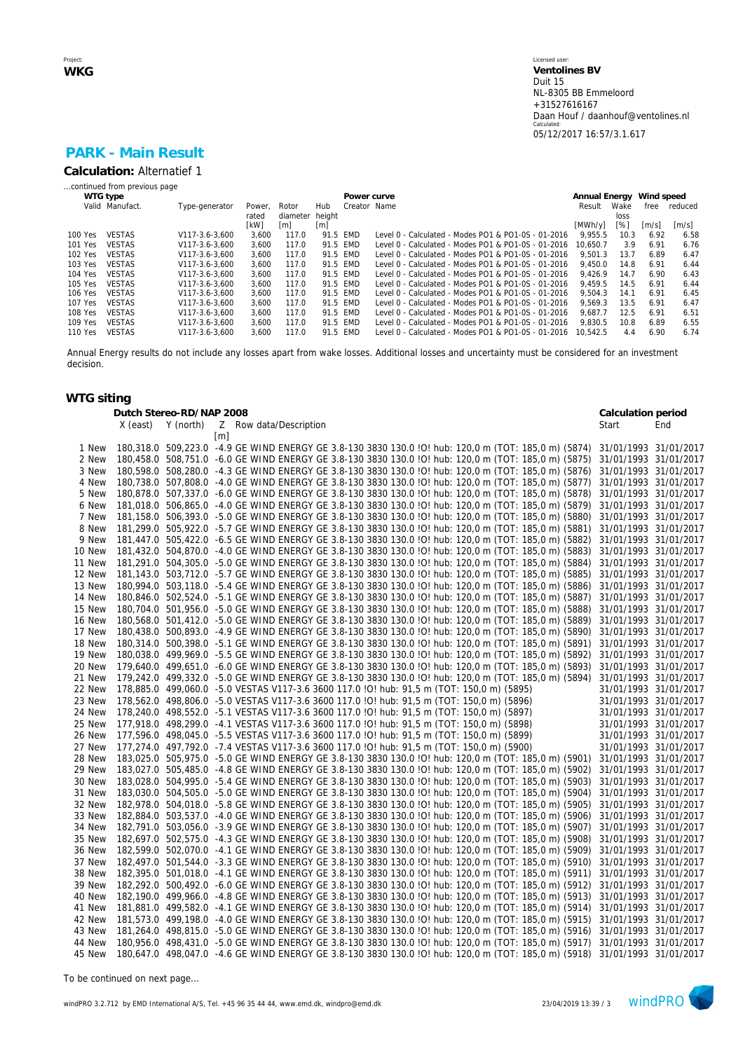# PARK - Main Result

**Calculation:** Alternatief 1

...continued from previous page

| WTG type | | | | | | | Power curve | | Annual Energy | | Wind speed | |
|---|---|---|---|---|---|---|---|---|---|---|---|---|
| | Valid | Manufact. | Type-generator | Power, rated [kW] | Rotor diameter [m] | Hub height [m] | Creator | Name | Result [MWh/y] | Wake loss [%] | free [m/s] | reduced [m/s] |
| 100 | Yes | VESTAS | V117-3.6-3,600 | 3,600 | 117.0 | 91.5 | EMD | Level 0 - Calculated - Modes PO1 & PO1-0S - 01-2016 | 9,955.5 | 10.3 | 6.92 | 6.58 |
| 101 | Yes | VESTAS | V117-3.6-3,600 | 3,600 | 117.0 | 91.5 | EMD | Level 0 - Calculated - Modes PO1 & PO1-0S - 01-2016 | 10,650.7 | 3.9 | 6.91 | 6.76 |
| 102 | Yes | VESTAS | V117-3.6-3,600 | 3,600 | 117.0 | 91.5 | EMD | Level 0 - Calculated - Modes PO1 & PO1-0S - 01-2016 | 9,501.3 | 13.7 | 6.89 | 6.47 |
| 103 | Yes | VESTAS | V117-3.6-3,600 | 3,600 | 117.0 | 91.5 | EMD | Level 0 - Calculated - Modes PO1 & PO1-0S - 01-2016 | 9,450.0 | 14.8 | 6.91 | 6.44 |
| 104 | Yes | VESTAS | V117-3.6-3,600 | 3,600 | 117.0 | 91.5 | EMD | Level 0 - Calculated - Modes PO1 & PO1-0S - 01-2016 | 9,426.9 | 14.7 | 6.90 | 6.43 |
| 105 | Yes | VESTAS | V117-3.6-3,600 | 3,600 | 117.0 | 91.5 | EMD | Level 0 - Calculated - Modes PO1 & PO1-0S - 01-2016 | 9,459.5 | 14.5 | 6.91 | 6.44 |
| 106 | Yes | VESTAS | V117-3.6-3,600 | 3,600 | 117.0 | 91.5 | EMD | Level 0 - Calculated - Modes PO1 & PO1-0S - 01-2016 | 9,504.3 | 14.1 | 6.91 | 6.45 |
| 107 | Yes | VESTAS | V117-3.6-3,600 | 3,600 | 117.0 | 91.5 | EMD | Level 0 - Calculated - Modes PO1 & PO1-0S - 01-2016 | 9,569.3 | 13.5 | 6.91 | 6.47 |
| 108 | Yes | VESTAS | V117-3.6-3,600 | 3,600 | 117.0 | 91.5 | EMD | Level 0 - Calculated - Modes PO1 & PO1-0S - 01-2016 | 9,687.7 | 12.5 | 6.91 | 6.51 |
| 109 | Yes | VESTAS | V117-3.6-3,600 | 3,600 | 117.0 | 91.5 | EMD | Level 0 - Calculated - Modes PO1 & PO1-0S - 01-2016 | 9,830.5 | 10.8 | 6.89 | 6.55 |
| 110 | Yes | VESTAS | V117-3.6-3,600 | 3,600 | 117.0 | 91.5 | EMD | Level 0 - Calculated - Modes PO1 & PO1-0S - 01-2016 | 10,542.5 | 4.4 | 6.90 | 6.74 |

Annual Energy results do not include any losses apart from wake losses. Additional losses and uncertainty must be considered for an investment decision.

## WTG siting

| | Dutch Stereo-RD/NAP 2008 | | | | Calculation period | |
|---|---|---|---|---|---|---|
| | X (east) | Y (north) | Z [m] | Row data/Description | Start | End |
| 1 New | 180,318.0 | 509,223.0 | -4.9 | GE WIND ENERGY GE 3.8-130 3830 130.0 !O! hub: 120,0 m (TOT: 185,0 m) (5874) | 31/01/1993 | 31/01/2017 |
| 2 New | 180,458.0 | 508,751.0 | -6.0 | GE WIND ENERGY GE 3.8-130 3830 130.0 !O! hub: 120,0 m (TOT: 185,0 m) (5875) | 31/01/1993 | 31/01/2017 |
| 3 New | 180,598.0 | 508,280.0 | -4.3 | GE WIND ENERGY GE 3.8-130 3830 130.0 !O! hub: 120,0 m (TOT: 185,0 m) (5876) | 31/01/1993 | 31/01/2017 |
| 4 New | 180,738.0 | 507,808.0 | -4.0 | GE WIND ENERGY GE 3.8-130 3830 130.0 !O! hub: 120,0 m (TOT: 185,0 m) (5877) | 31/01/1993 | 31/01/2017 |
| 5 New | 180,878.0 | 507,337.0 | -6.0 | GE WIND ENERGY GE 3.8-130 3830 130.0 !O! hub: 120,0 m (TOT: 185,0 m) (5878) | 31/01/1993 | 31/01/2017 |
| 6 New | 181,018.0 | 506,865.0 | -4.0 | GE WIND ENERGY GE 3.8-130 3830 130.0 !O! hub: 120,0 m (TOT: 185,0 m) (5879) | 31/01/1993 | 31/01/2017 |
| 7 New | 181,158.0 | 506,393.0 | -5.0 | GE WIND ENERGY GE 3.8-130 3830 130.0 !O! hub: 120,0 m (TOT: 185,0 m) (5880) | 31/01/1993 | 31/01/2017 |
| 8 New | 181,299.0 | 505,922.0 | -5.7 | GE WIND ENERGY GE 3.8-130 3830 130.0 !O! hub: 120,0 m (TOT: 185,0 m) (5881) | 31/01/1993 | 31/01/2017 |
| 9 New | 181,447.0 | 505,422.0 | -6.5 | GE WIND ENERGY GE 3.8-130 3830 130.0 !O! hub: 120,0 m (TOT: 185,0 m) (5882) | 31/01/1993 | 31/01/2017 |
| 10 New | 181,432.0 | 504,870.0 | -4.0 | GE WIND ENERGY GE 3.8-130 3830 130.0 !O! hub: 120,0 m (TOT: 185,0 m) (5883) | 31/01/1993 | 31/01/2017 |
| 11 New | 181,291.0 | 504,305.0 | -5.0 | GE WIND ENERGY GE 3.8-130 3830 130.0 !O! hub: 120,0 m (TOT: 185,0 m) (5884) | 31/01/1993 | 31/01/2017 |
| 12 New | 181,143.0 | 503,712.0 | -5.7 | GE WIND ENERGY GE 3.8-130 3830 130.0 !O! hub: 120,0 m (TOT: 185,0 m) (5885) | 31/01/1993 | 31/01/2017 |
| 13 New | 180,994.0 | 503,118.0 | -5.4 | GE WIND ENERGY GE 3.8-130 3830 130.0 !O! hub: 120,0 m (TOT: 185,0 m) (5886) | 31/01/1993 | 31/01/2017 |
| 14 New | 180,846.0 | 502,524.0 | -5.1 | GE WIND ENERGY GE 3.8-130 3830 130.0 !O! hub: 120,0 m (TOT: 185,0 m) (5887) | 31/01/1993 | 31/01/2017 |
| 15 New | 180,704.0 | 501,956.0 | -5.0 | GE WIND ENERGY GE 3.8-130 3830 130.0 !O! hub: 120,0 m (TOT: 185,0 m) (5888) | 31/01/1993 | 31/01/2017 |
| 16 New | 180,568.0 | 501,412.0 | -5.0 | GE WIND ENERGY GE 3.8-130 3830 130.0 !O! hub: 120,0 m (TOT: 185,0 m) (5889) | 31/01/1993 | 31/01/2017 |
| 17 New | 180,438.0 | 500,893.0 | -4.9 | GE WIND ENERGY GE 3.8-130 3830 130.0 !O! hub: 120,0 m (TOT: 185,0 m) (5890) | 31/01/1993 | 31/01/2017 |
| 18 New | 180,314.0 | 500,398.0 | -5.1 | GE WIND ENERGY GE 3.8-130 3830 130.0 !O! hub: 120,0 m (TOT: 185,0 m) (5891) | 31/01/1993 | 31/01/2017 |
| 19 New | 180,038.0 | 499,969.0 | -5.5 | GE WIND ENERGY GE 3.8-130 3830 130.0 !O! hub: 120,0 m (TOT: 185,0 m) (5892) | 31/01/1993 | 31/01/2017 |
| 20 New | 179,640.0 | 499,651.0 | -6.0 | GE WIND ENERGY GE 3.8-130 3830 130.0 !O! hub: 120,0 m (TOT: 185,0 m) (5893) | 31/01/1993 | 31/01/2017 |
| 21 New | 179,242.0 | 499,332.0 | -5.0 | GE WIND ENERGY GE 3.8-130 3830 130.0 !O! hub: 120,0 m (TOT: 185,0 m) (5894) | 31/01/1993 | 31/01/2017 |
| 22 New | 178,885.0 | 499,060.0 | -5.0 | VESTAS V117-3.6 3600 117.0 !O! hub: 91,5 m (TOT: 150,0 m) (5895) | 31/01/1993 | 31/01/2017 |
| 23 New | 178,562.0 | 498,806.0 | -5.0 | VESTAS V117-3.6 3600 117.0 !O! hub: 91,5 m (TOT: 150,0 m) (5896) | 31/01/1993 | 31/01/2017 |
| 24 New | 178,240.0 | 498,552.0 | -5.1 | VESTAS V117-3.6 3600 117.0 !O! hub: 91,5 m (TOT: 150,0 m) (5897) | 31/01/1993 | 31/01/2017 |
| 25 New | 177,918.0 | 498,299.0 | -4.1 | VESTAS V117-3.6 3600 117.0 !O! hub: 91,5 m (TOT: 150,0 m) (5898) | 31/01/1993 | 31/01/2017 |
| 26 New | 177,596.0 | 498,045.0 | -5.5 | VESTAS V117-3.6 3600 117.0 !O! hub: 91,5 m (TOT: 150,0 m) (5899) | 31/01/1993 | 31/01/2017 |
| 27 New | 177,274.0 | 497,792.0 | -7.4 | VESTAS V117-3.6 3600 117.0 !O! hub: 91,5 m (TOT: 150,0 m) (5900) | 31/01/1993 | 31/01/2017 |
| 28 New | 183,025.0 | 505,975.0 | -5.0 | GE WIND ENERGY GE 3.8-130 3830 130.0 !O! hub: 120,0 m (TOT: 185,0 m) (5901) | 31/01/1993 | 31/01/2017 |
| 29 New | 183,027.0 | 505,485.0 | -4.8 | GE WIND ENERGY GE 3.8-130 3830 130.0 !O! hub: 120,0 m (TOT: 185,0 m) (5902) | 31/01/1993 | 31/01/2017 |
| 30 New | 183,028.0 | 504,995.0 | -5.4 | GE WIND ENERGY GE 3.8-130 3830 130.0 !O! hub: 120,0 m (TOT: 185,0 m) (5903) | 31/01/1993 | 31/01/2017 |
| 31 New | 183,030.0 | 504,505.0 | -5.0 | GE WIND ENERGY GE 3.8-130 3830 130.0 !O! hub: 120,0 m (TOT: 185,0 m) (5904) | 31/01/1993 | 31/01/2017 |
| 32 New | 182,978.0 | 504,018.0 | -5.8 | GE WIND ENERGY GE 3.8-130 3830 130.0 !O! hub: 120,0 m (TOT: 185,0 m) (5905) | 31/01/1993 | 31/01/2017 |
| 33 New | 182,884.0 | 503,537.0 | -4.0 | GE WIND ENERGY GE 3.8-130 3830 130.0 !O! hub: 120,0 m (TOT: 185,0 m) (5906) | 31/01/1993 | 31/01/2017 |
| 34 New | 182,791.0 | 503,056.0 | -3.9 | GE WIND ENERGY GE 3.8-130 3830 130.0 !O! hub: 120,0 m (TOT: 185,0 m) (5907) | 31/01/1993 | 31/01/2017 |
| 35 New | 182,697.0 | 502,575.0 | -4.3 | GE WIND ENERGY GE 3.8-130 3830 130.0 !O! hub: 120,0 m (TOT: 185,0 m) (5908) | 31/01/1993 | 31/01/2017 |
| 36 New | 182,599.0 | 502,070.0 | -4.1 | GE WIND ENERGY GE 3.8-130 3830 130.0 !O! hub: 120,0 m (TOT: 185,0 m) (5909) | 31/01/1993 | 31/01/2017 |
| 37 New | 182,497.0 | 501,544.0 | -3.3 | GE WIND ENERGY GE 3.8-130 3830 130.0 !O! hub: 120,0 m (TOT: 185,0 m) (5910) | 31/01/1993 | 31/01/2017 |
| 38 New | 182,395.0 | 501,018.0 | -4.1 | GE WIND ENERGY GE 3.8-130 3830 130.0 !O! hub: 120,0 m (TOT: 185,0 m) (5911) | 31/01/1993 | 31/01/2017 |
| 39 New | 182,292.0 | 500,492.0 | -6.0 | GE WIND ENERGY GE 3.8-130 3830 130.0 !O! hub: 120,0 m (TOT: 185,0 m) (5912) | 31/01/1993 | 31/01/2017 |
| 40 New | 182,190.0 | 499,966.0 | -4.8 | GE WIND ENERGY GE 3.8-130 3830 130.0 !O! hub: 120,0 m (TOT: 185,0 m) (5913) | 31/01/1993 | 31/01/2017 |
| 41 New | 181,881.0 | 499,582.0 | -4.1 | GE WIND ENERGY GE 3.8-130 3830 130.0 !O! hub: 120,0 m (TOT: 185,0 m) (5914) | 31/01/1993 | 31/01/2017 |
| 42 New | 181,573.0 | 499,198.0 | -4.0 | GE WIND ENERGY GE 3.8-130 3830 130.0 !O! hub: 120,0 m (TOT: 185,0 m) (5915) | 31/01/1993 | 31/01/2017 |
| 43 New | 181,264.0 | 498,815.0 | -5.0 | GE WIND ENERGY GE 3.8-130 3830 130.0 !O! hub: 120,0 m (TOT: 185,0 m) (5916) | 31/01/1993 | 31/01/2017 |
| 44 New | 180,956.0 | 498,431.0 | -5.0 | GE WIND ENERGY GE 3.8-130 3830 130.0 !O! hub: 120,0 m (TOT: 185,0 m) (5917) | 31/01/1993 | 31/01/2017 |
| 45 New | 180,647.0 | 498,047.0 | -4.6 | GE WIND ENERGY GE 3.8-130 3830 130.0 !O! hub: 120,0 m (TOT: 185,0 m) (5918) | 31/01/1993 | 31/01/2017 |

To be continued on next page...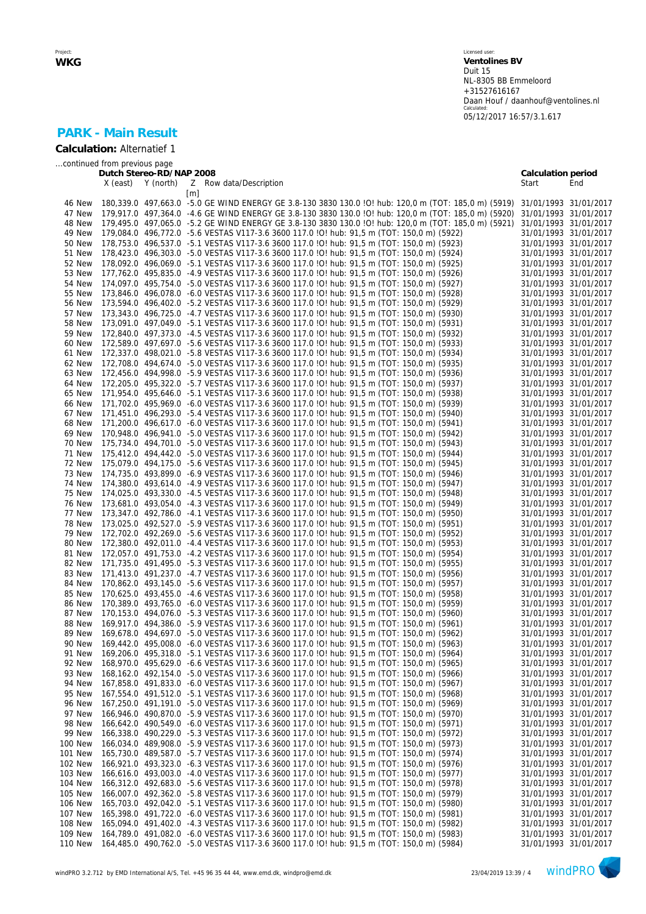Project:
**WKG**

Licensed user:
**Ventolines BV**
Duit 15
NL-8305 BB Emmeloord
+31527616167
Daan Houf / daanhouf@ventolines.nl
Calculated:
05/12/2017 16:57/3.1.617

## PARK - Main Result

**Calculation:** Alternatief 1

...continued from previous page

| | Dutch Stereo-RD/NAP 2008 | | | | Calculation period | |
|---|---|---|---|---|---|---|
| | X (east) | Y (north) | Z [m] | Row data/Description | Start | End |
| 46 New | 180,339.0 | 497,663.0 | -5.0 | GE WIND ENERGY GE 3.8-130 3830 130.0 !O! hub: 120,0 m (TOT: 185,0 m) (5919) | 31/01/1993 | 31/01/2017 |
| 47 New | 179,917.0 | 497,364.0 | -4.6 | GE WIND ENERGY GE 3.8-130 3830 130.0 !O! hub: 120,0 m (TOT: 185,0 m) (5920) | 31/01/1993 | 31/01/2017 |
| 48 New | 179,495.0 | 497,065.0 | -5.2 | GE WIND ENERGY GE 3.8-130 3830 130.0 !O! hub: 120,0 m (TOT: 185,0 m) (5921) | 31/01/1993 | 31/01/2017 |
| 49 New | 179,084.0 | 496,772.0 | -5.6 | VESTAS V117-3.6 3600 117.0 !O! hub: 91,5 m (TOT: 150,0 m) (5922) | 31/01/1993 | 31/01/2017 |
| 50 New | 178,753.0 | 496,537.0 | -5.1 | VESTAS V117-3.6 3600 117.0 !O! hub: 91,5 m (TOT: 150,0 m) (5923) | 31/01/1993 | 31/01/2017 |
| 51 New | 178,423.0 | 496,303.0 | -5.0 | VESTAS V117-3.6 3600 117.0 !O! hub: 91,5 m (TOT: 150,0 m) (5924) | 31/01/1993 | 31/01/2017 |
| 52 New | 178,092.0 | 496,069.0 | -5.1 | VESTAS V117-3.6 3600 117.0 !O! hub: 91,5 m (TOT: 150,0 m) (5925) | 31/01/1993 | 31/01/2017 |
| 53 New | 177,762.0 | 495,835.0 | -4.9 | VESTAS V117-3.6 3600 117.0 !O! hub: 91,5 m (TOT: 150,0 m) (5926) | 31/01/1993 | 31/01/2017 |
| 54 New | 174,097.0 | 495,754.0 | -5.0 | VESTAS V117-3.6 3600 117.0 !O! hub: 91,5 m (TOT: 150,0 m) (5927) | 31/01/1993 | 31/01/2017 |
| 55 New | 173,846.0 | 496,078.0 | -6.0 | VESTAS V117-3.6 3600 117.0 !O! hub: 91,5 m (TOT: 150,0 m) (5928) | 31/01/1993 | 31/01/2017 |
| 56 New | 173,594.0 | 496,402.0 | -5.2 | VESTAS V117-3.6 3600 117.0 !O! hub: 91,5 m (TOT: 150,0 m) (5929) | 31/01/1993 | 31/01/2017 |
| 57 New | 173,343.0 | 496,725.0 | -4.7 | VESTAS V117-3.6 3600 117.0 !O! hub: 91,5 m (TOT: 150,0 m) (5930) | 31/01/1993 | 31/01/2017 |
| 58 New | 173,091.0 | 497,049.0 | -5.1 | VESTAS V117-3.6 3600 117.0 !O! hub: 91,5 m (TOT: 150,0 m) (5931) | 31/01/1993 | 31/01/2017 |
| 59 New | 172,840.0 | 497,373.0 | -4.5 | VESTAS V117-3.6 3600 117.0 !O! hub: 91,5 m (TOT: 150,0 m) (5932) | 31/01/1993 | 31/01/2017 |
| 60 New | 172,589.0 | 497,697.0 | -5.6 | VESTAS V117-3.6 3600 117.0 !O! hub: 91,5 m (TOT: 150,0 m) (5933) | 31/01/1993 | 31/01/2017 |
| 61 New | 172,337.0 | 498,021.0 | -5.8 | VESTAS V117-3.6 3600 117.0 !O! hub: 91,5 m (TOT: 150,0 m) (5934) | 31/01/1993 | 31/01/2017 |
| 62 New | 172,708.0 | 494,674.0 | -5.0 | VESTAS V117-3.6 3600 117.0 !O! hub: 91,5 m (TOT: 150,0 m) (5935) | 31/01/1993 | 31/01/2017 |
| 63 New | 172,456.0 | 494,998.0 | -5.9 | VESTAS V117-3.6 3600 117.0 !O! hub: 91,5 m (TOT: 150,0 m) (5936) | 31/01/1993 | 31/01/2017 |
| 64 New | 172,205.0 | 495,322.0 | -5.7 | VESTAS V117-3.6 3600 117.0 !O! hub: 91,5 m (TOT: 150,0 m) (5937) | 31/01/1993 | 31/01/2017 |
| 65 New | 171,954.0 | 495,646.0 | -5.1 | VESTAS V117-3.6 3600 117.0 !O! hub: 91,5 m (TOT: 150,0 m) (5938) | 31/01/1993 | 31/01/2017 |
| 66 New | 171,702.0 | 495,969.0 | -6.0 | VESTAS V117-3.6 3600 117.0 !O! hub: 91,5 m (TOT: 150,0 m) (5939) | 31/01/1993 | 31/01/2017 |
| 67 New | 171,451.0 | 496,293.0 | -5.4 | VESTAS V117-3.6 3600 117.0 !O! hub: 91,5 m (TOT: 150,0 m) (5940) | 31/01/1993 | 31/01/2017 |
| 68 New | 171,200.0 | 496,617.0 | -6.0 | VESTAS V117-3.6 3600 117.0 !O! hub: 91,5 m (TOT: 150,0 m) (5941) | 31/01/1993 | 31/01/2017 |
| 69 New | 170,948.0 | 496,941.0 | -5.0 | VESTAS V117-3.6 3600 117.0 !O! hub: 91,5 m (TOT: 150,0 m) (5942) | 31/01/1993 | 31/01/2017 |
| 70 New | 175,734.0 | 494,701.0 | -5.0 | VESTAS V117-3.6 3600 117.0 !O! hub: 91,5 m (TOT: 150,0 m) (5943) | 31/01/1993 | 31/01/2017 |
| 71 New | 175,412.0 | 494,442.0 | -5.0 | VESTAS V117-3.6 3600 117.0 !O! hub: 91,5 m (TOT: 150,0 m) (5944) | 31/01/1993 | 31/01/2017 |
| 72 New | 175,079.0 | 494,175.0 | -5.6 | VESTAS V117-3.6 3600 117.0 !O! hub: 91,5 m (TOT: 150,0 m) (5945) | 31/01/1993 | 31/01/2017 |
| 73 New | 174,735.0 | 493,899.0 | -6.9 | VESTAS V117-3.6 3600 117.0 !O! hub: 91,5 m (TOT: 150,0 m) (5946) | 31/01/1993 | 31/01/2017 |
| 74 New | 174,380.0 | 493,614.0 | -4.9 | VESTAS V117-3.6 3600 117.0 !O! hub: 91,5 m (TOT: 150,0 m) (5947) | 31/01/1993 | 31/01/2017 |
| 75 New | 174,025.0 | 493,330.0 | -4.5 | VESTAS V117-3.6 3600 117.0 !O! hub: 91,5 m (TOT: 150,0 m) (5948) | 31/01/1993 | 31/01/2017 |
| 76 New | 173,681.0 | 493,054.0 | -4.3 | VESTAS V117-3.6 3600 117.0 !O! hub: 91,5 m (TOT: 150,0 m) (5949) | 31/01/1993 | 31/01/2017 |
| 77 New | 173,347.0 | 492,786.0 | -4.1 | VESTAS V117-3.6 3600 117.0 !O! hub: 91,5 m (TOT: 150,0 m) (5950) | 31/01/1993 | 31/01/2017 |
| 78 New | 173,025.0 | 492,527.0 | -5.9 | VESTAS V117-3.6 3600 117.0 !O! hub: 91,5 m (TOT: 150,0 m) (5951) | 31/01/1993 | 31/01/2017 |
| 79 New | 172,702.0 | 492,269.0 | -5.6 | VESTAS V117-3.6 3600 117.0 !O! hub: 91,5 m (TOT: 150,0 m) (5952) | 31/01/1993 | 31/01/2017 |
| 80 New | 172,380.0 | 492,011.0 | -4.4 | VESTAS V117-3.6 3600 117.0 !O! hub: 91,5 m (TOT: 150,0 m) (5953) | 31/01/1993 | 31/01/2017 |
| 81 New | 172,057.0 | 491,753.0 | -4.2 | VESTAS V117-3.6 3600 117.0 !O! hub: 91,5 m (TOT: 150,0 m) (5954) | 31/01/1993 | 31/01/2017 |
| 82 New | 171,735.0 | 491,495.0 | -5.3 | VESTAS V117-3.6 3600 117.0 !O! hub: 91,5 m (TOT: 150,0 m) (5955) | 31/01/1993 | 31/01/2017 |
| 83 New | 171,413.0 | 491,237.0 | -4.7 | VESTAS V117-3.6 3600 117.0 !O! hub: 91,5 m (TOT: 150,0 m) (5956) | 31/01/1993 | 31/01/2017 |
| 84 New | 170,862.0 | 493,145.0 | -5.6 | VESTAS V117-3.6 3600 117.0 !O! hub: 91,5 m (TOT: 150,0 m) (5957) | 31/01/1993 | 31/01/2017 |
| 85 New | 170,625.0 | 493,455.0 | -4.6 | VESTAS V117-3.6 3600 117.0 !O! hub: 91,5 m (TOT: 150,0 m) (5958) | 31/01/1993 | 31/01/2017 |
| 86 New | 170,389.0 | 493,765.0 | -6.0 | VESTAS V117-3.6 3600 117.0 !O! hub: 91,5 m (TOT: 150,0 m) (5959) | 31/01/1993 | 31/01/2017 |
| 87 New | 170,153.0 | 494,076.0 | -5.3 | VESTAS V117-3.6 3600 117.0 !O! hub: 91,5 m (TOT: 150,0 m) (5960) | 31/01/1993 | 31/01/2017 |
| 88 New | 169,917.0 | 494,386.0 | -5.9 | VESTAS V117-3.6 3600 117.0 !O! hub: 91,5 m (TOT: 150,0 m) (5961) | 31/01/1993 | 31/01/2017 |
| 89 New | 169,678.0 | 494,697.0 | -5.0 | VESTAS V117-3.6 3600 117.0 !O! hub: 91,5 m (TOT: 150,0 m) (5962) | 31/01/1993 | 31/01/2017 |
| 90 New | 169,442.0 | 495,008.0 | -6.0 | VESTAS V117-3.6 3600 117.0 !O! hub: 91,5 m (TOT: 150,0 m) (5963) | 31/01/1993 | 31/01/2017 |
| 91 New | 169,206.0 | 495,318.0 | -5.1 | VESTAS V117-3.6 3600 117.0 !O! hub: 91,5 m (TOT: 150,0 m) (5964) | 31/01/1993 | 31/01/2017 |
| 92 New | 168,970.0 | 495,629.0 | -6.6 | VESTAS V117-3.6 3600 117.0 !O! hub: 91,5 m (TOT: 150,0 m) (5965) | 31/01/1993 | 31/01/2017 |
| 93 New | 168,162.0 | 492,154.0 | -5.0 | VESTAS V117-3.6 3600 117.0 !O! hub: 91,5 m (TOT: 150,0 m) (5966) | 31/01/1993 | 31/01/2017 |
| 94 New | 167,858.0 | 491,833.0 | -6.0 | VESTAS V117-3.6 3600 117.0 !O! hub: 91,5 m (TOT: 150,0 m) (5967) | 31/01/1993 | 31/01/2017 |
| 95 New | 167,554.0 | 491,512.0 | -5.1 | VESTAS V117-3.6 3600 117.0 !O! hub: 91,5 m (TOT: 150,0 m) (5968) | 31/01/1993 | 31/01/2017 |
| 96 New | 167,250.0 | 491,191.0 | -5.0 | VESTAS V117-3.6 3600 117.0 !O! hub: 91,5 m (TOT: 150,0 m) (5969) | 31/01/1993 | 31/01/2017 |
| 97 New | 166,946.0 | 490,870.0 | -5.9 | VESTAS V117-3.6 3600 117.0 !O! hub: 91,5 m (TOT: 150,0 m) (5970) | 31/01/1993 | 31/01/2017 |
| 98 New | 166,642.0 | 490,549.0 | -6.0 | VESTAS V117-3.6 3600 117.0 !O! hub: 91,5 m (TOT: 150,0 m) (5971) | 31/01/1993 | 31/01/2017 |
| 99 New | 166,338.0 | 490,229.0 | -5.3 | VESTAS V117-3.6 3600 117.0 !O! hub: 91,5 m (TOT: 150,0 m) (5972) | 31/01/1993 | 31/01/2017 |
| 100 New | 166,034.0 | 489,908.0 | -5.9 | VESTAS V117-3.6 3600 117.0 !O! hub: 91,5 m (TOT: 150,0 m) (5973) | 31/01/1993 | 31/01/2017 |
| 101 New | 165,730.0 | 489,587.0 | -5.7 | VESTAS V117-3.6 3600 117.0 !O! hub: 91,5 m (TOT: 150,0 m) (5974) | 31/01/1993 | 31/01/2017 |
| 102 New | 166,921.0 | 493,323.0 | -6.3 | VESTAS V117-3.6 3600 117.0 !O! hub: 91,5 m (TOT: 150,0 m) (5976) | 31/01/1993 | 31/01/2017 |
| 103 New | 166,616.0 | 493,003.0 | -4.0 | VESTAS V117-3.6 3600 117.0 !O! hub: 91,5 m (TOT: 150,0 m) (5977) | 31/01/1993 | 31/01/2017 |
| 104 New | 166,312.0 | 492,683.0 | -5.6 | VESTAS V117-3.6 3600 117.0 !O! hub: 91,5 m (TOT: 150,0 m) (5978) | 31/01/1993 | 31/01/2017 |
| 105 New | 166,007.0 | 492,362.0 | -5.8 | VESTAS V117-3.6 3600 117.0 !O! hub: 91,5 m (TOT: 150,0 m) (5979) | 31/01/1993 | 31/01/2017 |
| 106 New | 165,703.0 | 492,042.0 | -5.1 | VESTAS V117-3.6 3600 117.0 !O! hub: 91,5 m (TOT: 150,0 m) (5980) | 31/01/1993 | 31/01/2017 |
| 107 New | 165,398.0 | 491,722.0 | -6.0 | VESTAS V117-3.6 3600 117.0 !O! hub: 91,5 m (TOT: 150,0 m) (5981) | 31/01/1993 | 31/01/2017 |
| 108 New | 165,094.0 | 491,402.0 | -4.3 | VESTAS V117-3.6 3600 117.0 !O! hub: 91,5 m (TOT: 150,0 m) (5982) | 31/01/1993 | 31/01/2017 |
| 109 New | 164,789.0 | 491,082.0 | -6.0 | VESTAS V117-3.6 3600 117.0 !O! hub: 91,5 m (TOT: 150,0 m) (5983) | 31/01/1993 | 31/01/2017 |
| 110 New | 164,485.0 | 490,762.0 | -5.0 | VESTAS V117-3.6 3600 117.0 !O! hub: 91,5 m (TOT: 150,0 m) (5984) | 31/01/1993 | 31/01/2017 |

windPRO 3.2.712 by EMD International A/S, Tel. +45 96 35 44 44, www.emd.dk, windpro@emd.dk